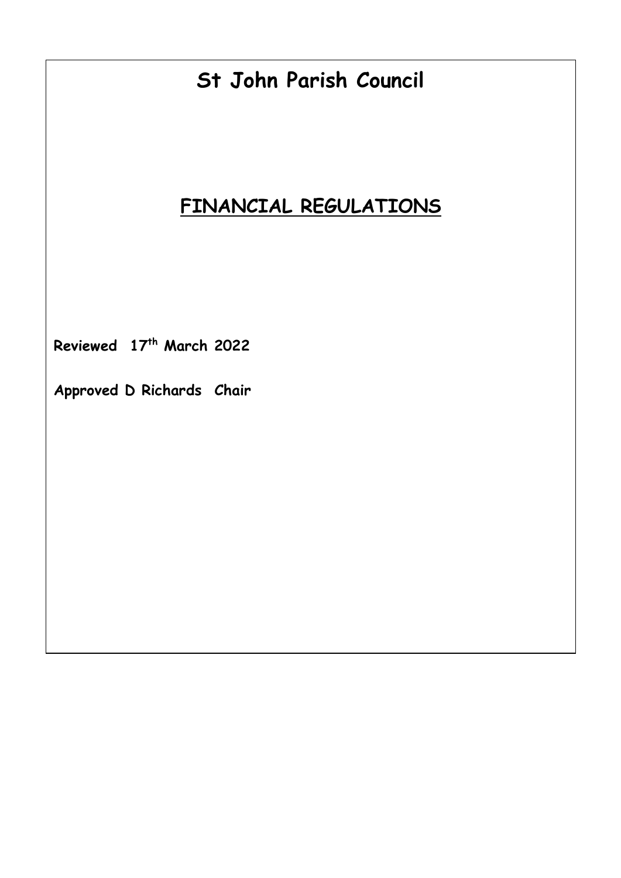# St John Parish Council

## FINANCIAL REGULATIONS

**Reviewed 17th March 2022**

**Approved D Richards Chair**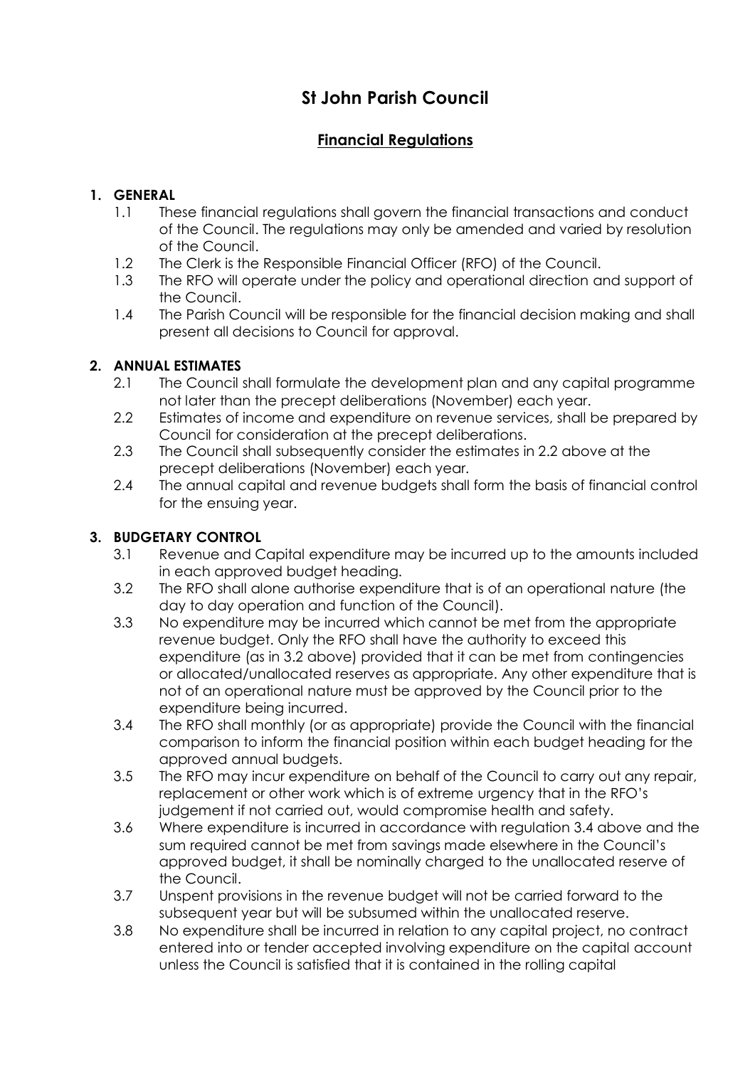# St John Parish Council

## Financial Regulations

### 1. GENERAL

1.1 These financial regulations shall govern the financial transactions and conduct of the Council. The regulations may only be amended and varied by resolution of the Council.

1.2 The Clerk is the Responsible Financial Officer (RFO) of the Council.

1.3 The RFO will operate under the policy and operational direction and support of the Council.

1.4 The Parish Council will be responsible for the financial decision making and shall present all decisions to Council for approval.

### 2. ANNUAL ESTIMATES

2.1 The Council shall formulate the development plan and any capital programme not later than the precept deliberations (November) each year.

2.2 Estimates of income and expenditure on revenue services, shall be prepared by Council for consideration at the precept deliberations.

2.3 The Council shall subsequently consider the estimates in 2.2 above at the precept deliberations (November) each year.

2.4 The annual capital and revenue budgets shall form the basis of financial control for the ensuing year.

### 3. BUDGETARY CONTROL

3.1 Revenue and Capital expenditure may be incurred up to the amounts included in each approved budget heading.

3.2 The RFO shall alone authorise expenditure that is of an operational nature (the day to day operation and function of the Council).

3.3 No expenditure may be incurred which cannot be met from the appropriate revenue budget. Only the RFO shall have the authority to exceed this expenditure (as in 3.2 above) provided that it can be met from contingencies or allocated/unallocated reserves as appropriate. Any other expenditure that is not of an operational nature must be approved by the Council prior to the expenditure being incurred.

3.4 The RFO shall monthly (or as appropriate) provide the Council with the financial comparison to inform the financial position within each budget heading for the approved annual budgets.

3.5 The RFO may incur expenditure on behalf of the Council to carry out any repair, replacement or other work which is of extreme urgency that in the RFO's judgement if not carried out, would compromise health and safety.

3.6 Where expenditure is incurred in accordance with regulation 3.4 above and the sum required cannot be met from savings made elsewhere in the Council's approved budget, it shall be nominally charged to the unallocated reserve of the Council.

3.7 Unspent provisions in the revenue budget will not be carried forward to the subsequent year but will be subsumed within the unallocated reserve.

3.8 No expenditure shall be incurred in relation to any capital project, no contract entered into or tender accepted involving expenditure on the capital account unless the Council is satisfied that it is contained in the rolling capital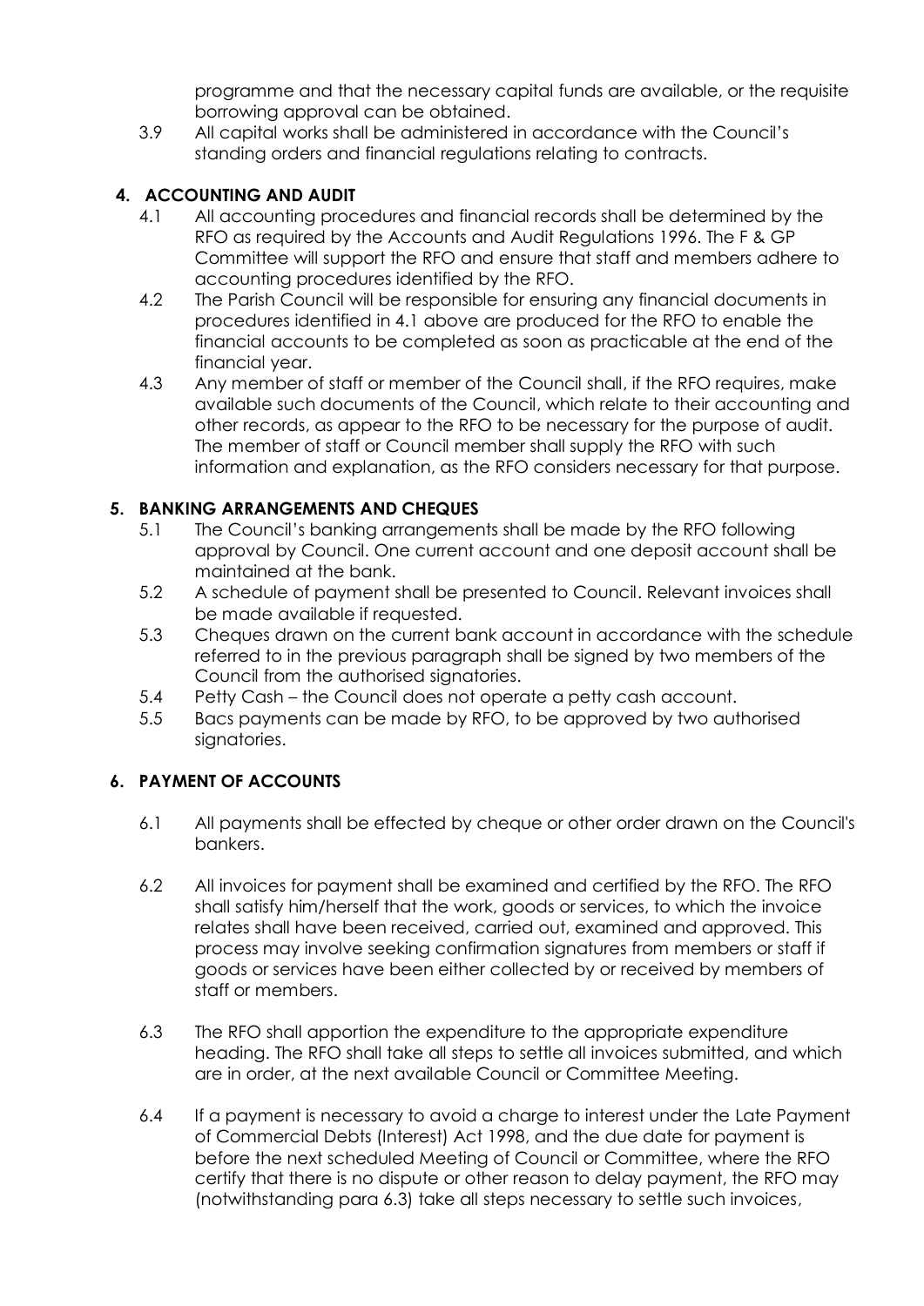programme and that the necessary capital funds are available, or the requisite borrowing approval can be obtained.

3.9 All capital works shall be administered in accordance with the Council's standing orders and financial regulations relating to contracts.

## 4. ACCOUNTING AND AUDIT

4.1 All accounting procedures and financial records shall be determined by the RFO as required by the Accounts and Audit Regulations 1996. The F & GP Committee will support the RFO and ensure that staff and members adhere to accounting procedures identified by the RFO.

4.2 The Parish Council will be responsible for ensuring any financial documents in procedures identified in 4.1 above are produced for the RFO to enable the financial accounts to be completed as soon as practicable at the end of the financial year.

4.3 Any member of staff or member of the Council shall, if the RFO requires, make available such documents of the Council, which relate to their accounting and other records, as appear to the RFO to be necessary for the purpose of audit. The member of staff or Council member shall supply the RFO with such information and explanation, as the RFO considers necessary for that purpose.

## 5. BANKING ARRANGEMENTS AND CHEQUES

5.1 The Council's banking arrangements shall be made by the RFO following approval by Council. One current account and one deposit account shall be maintained at the bank.

5.2 A schedule of payment shall be presented to Council. Relevant invoices shall be made available if requested.

5.3 Cheques drawn on the current bank account in accordance with the schedule referred to in the previous paragraph shall be signed by two members of the Council from the authorised signatories.

5.4 Petty Cash – the Council does not operate a petty cash account.

5.5 Bacs payments can be made by RFO, to be approved by two authorised signatories.

## 6. PAYMENT OF ACCOUNTS

6.1 All payments shall be effected by cheque or other order drawn on the Council's bankers.

6.2 All invoices for payment shall be examined and certified by the RFO. The RFO shall satisfy him/herself that the work, goods or services, to which the invoice relates shall have been received, carried out, examined and approved. This process may involve seeking confirmation signatures from members or staff if goods or services have been either collected by or received by members of staff or members.

6.3 The RFO shall apportion the expenditure to the appropriate expenditure heading. The RFO shall take all steps to settle all invoices submitted, and which are in order, at the next available Council or Committee Meeting.

6.4 If a payment is necessary to avoid a charge to interest under the Late Payment of Commercial Debts (Interest) Act 1998, and the due date for payment is before the next scheduled Meeting of Council or Committee, where the RFO certify that there is no dispute or other reason to delay payment, the RFO may (notwithstanding para 6.3) take all steps necessary to settle such invoices,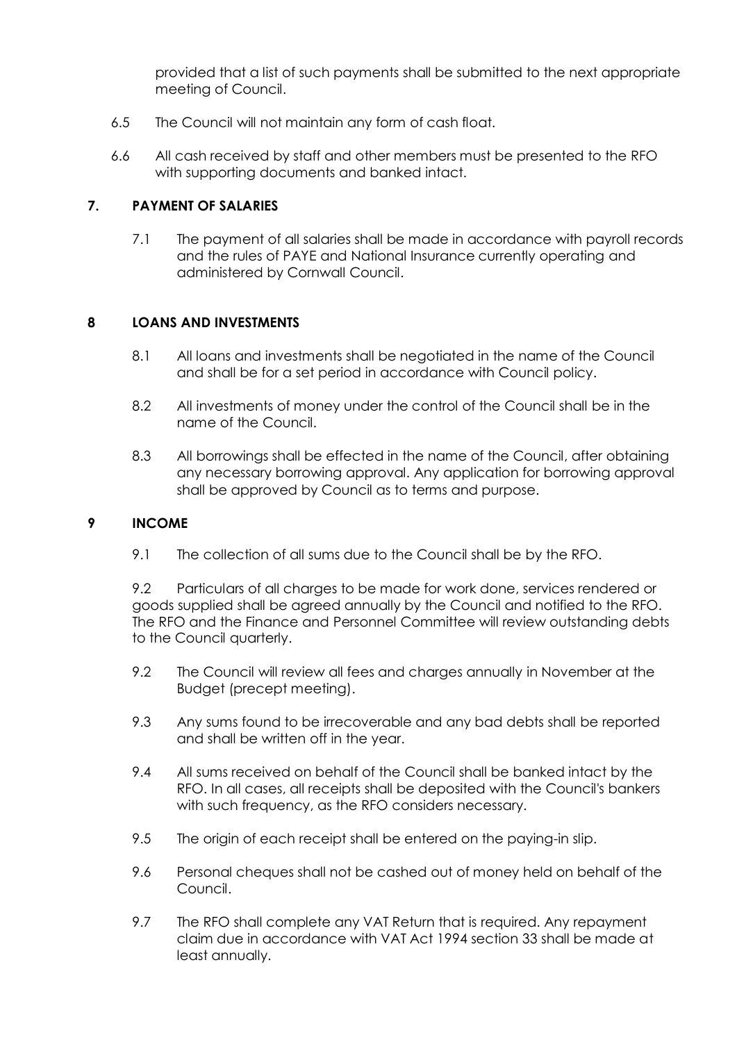provided that a list of such payments shall be submitted to the next appropriate meeting of Council.

6.5 The Council will not maintain any form of cash float.

6.6 All cash received by staff and other members must be presented to the RFO with supporting documents and banked intact.

## 7. PAYMENT OF SALARIES

7.1 The payment of all salaries shall be made in accordance with payroll records and the rules of PAYE and National Insurance currently operating and administered by Cornwall Council.

## 8 LOANS AND INVESTMENTS

8.1 All loans and investments shall be negotiated in the name of the Council and shall be for a set period in accordance with Council policy.

8.2 All investments of money under the control of the Council shall be in the name of the Council.

8.3 All borrowings shall be effected in the name of the Council, after obtaining any necessary borrowing approval. Any application for borrowing approval shall be approved by Council as to terms and purpose.

## 9 INCOME

9.1 The collection of all sums due to the Council shall be by the RFO.

9.2 Particulars of all charges to be made for work done, services rendered or goods supplied shall be agreed annually by the Council and notified to the RFO. The RFO and the Finance and Personnel Committee will review outstanding debts to the Council quarterly.

9.2 The Council will review all fees and charges annually in November at the Budget (precept meeting).

9.3 Any sums found to be irrecoverable and any bad debts shall be reported and shall be written off in the year.

9.4 All sums received on behalf of the Council shall be banked intact by the RFO. In all cases, all receipts shall be deposited with the Council's bankers with such frequency, as the RFO considers necessary.

9.5 The origin of each receipt shall be entered on the paying-in slip.

9.6 Personal cheques shall not be cashed out of money held on behalf of the Council.

9.7 The RFO shall complete any VAT Return that is required. Any repayment claim due in accordance with VAT Act 1994 section 33 shall be made at least annually.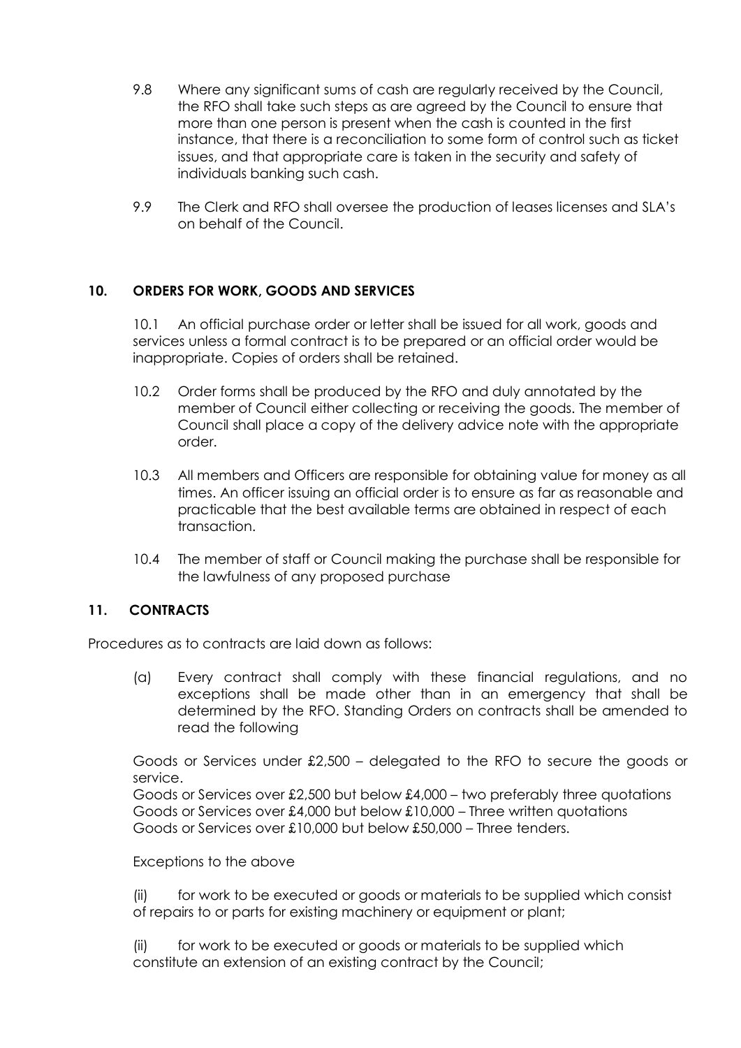9.8 Where any significant sums of cash are regularly received by the Council, the RFO shall take such steps as are agreed by the Council to ensure that more than one person is present when the cash is counted in the first instance, that there is a reconciliation to some form of control such as ticket issues, and that appropriate care is taken in the security and safety of individuals banking such cash.

9.9 The Clerk and RFO shall oversee the production of leases licenses and SLA's on behalf of the Council.

## 10. ORDERS FOR WORK, GOODS AND SERVICES

10.1 An official purchase order or letter shall be issued for all work, goods and services unless a formal contract is to be prepared or an official order would be inappropriate. Copies of orders shall be retained.

10.2 Order forms shall be produced by the RFO and duly annotated by the member of Council either collecting or receiving the goods. The member of Council shall place a copy of the delivery advice note with the appropriate order.

10.3 All members and Officers are responsible for obtaining value for money as all times. An officer issuing an official order is to ensure as far as reasonable and practicable that the best available terms are obtained in respect of each transaction.

10.4 The member of staff or Council making the purchase shall be responsible for the lawfulness of any proposed purchase

## 11. CONTRACTS

Procedures as to contracts are laid down as follows:

(a) Every contract shall comply with these financial regulations, and no exceptions shall be made other than in an emergency that shall be determined by the RFO. Standing Orders on contracts shall be amended to read the following

Goods or Services under £2,500 – delegated to the RFO to secure the goods or service.
Goods or Services over £2,500 but below £4,000 – two preferably three quotations
Goods or Services over £4,000 but below £10,000 – Three written quotations
Goods or Services over £10,000 but below £50,000 – Three tenders.

Exceptions to the above

(ii) for work to be executed or goods or materials to be supplied which consist of repairs to or parts for existing machinery or equipment or plant;

(ii) for work to be executed or goods or materials to be supplied which constitute an extension of an existing contract by the Council;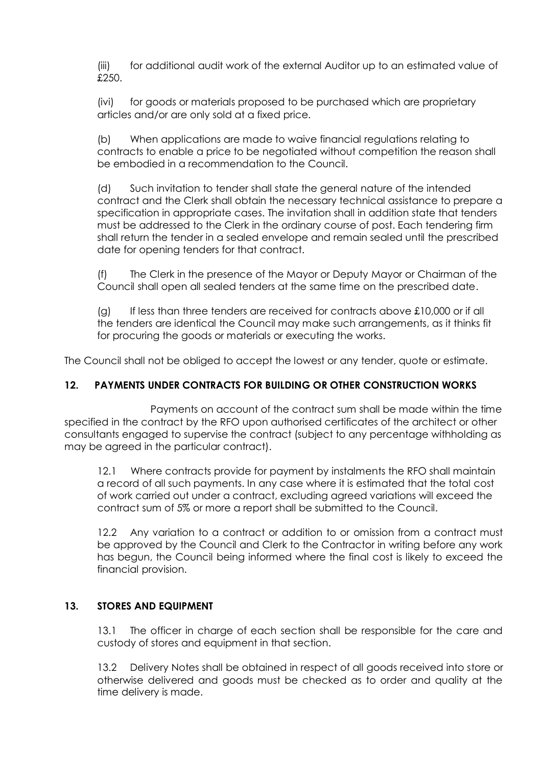(iii) for additional audit work of the external Auditor up to an estimated value of £250.

(ivi) for goods or materials proposed to be purchased which are proprietary articles and/or are only sold at a fixed price.

(b) When applications are made to waive financial regulations relating to contracts to enable a price to be negotiated without competition the reason shall be embodied in a recommendation to the Council.

(d) Such invitation to tender shall state the general nature of the intended contract and the Clerk shall obtain the necessary technical assistance to prepare a specification in appropriate cases. The invitation shall in addition state that tenders must be addressed to the Clerk in the ordinary course of post. Each tendering firm shall return the tender in a sealed envelope and remain sealed until the prescribed date for opening tenders for that contract.

(f) The Clerk in the presence of the Mayor or Deputy Mayor or Chairman of the Council shall open all sealed tenders at the same time on the prescribed date.

(g) If less than three tenders are received for contracts above £10,000 or if all the tenders are identical the Council may make such arrangements, as it thinks fit for procuring the goods or materials or executing the works.

The Council shall not be obliged to accept the lowest or any tender, quote or estimate.

## 12. PAYMENTS UNDER CONTRACTS FOR BUILDING OR OTHER CONSTRUCTION WORKS

Payments on account of the contract sum shall be made within the time specified in the contract by the RFO upon authorised certificates of the architect or other consultants engaged to supervise the contract (subject to any percentage withholding as may be agreed in the particular contract).

12.1 Where contracts provide for payment by instalments the RFO shall maintain a record of all such payments. In any case where it is estimated that the total cost of work carried out under a contract, excluding agreed variations will exceed the contract sum of 5% or more a report shall be submitted to the Council.

12.2 Any variation to a contract or addition to or omission from a contract must be approved by the Council and Clerk to the Contractor in writing before any work has begun, the Council being informed where the final cost is likely to exceed the financial provision.

## 13. STORES AND EQUIPMENT

13.1 The officer in charge of each section shall be responsible for the care and custody of stores and equipment in that section.

13.2 Delivery Notes shall be obtained in respect of all goods received into store or otherwise delivered and goods must be checked as to order and quality at the time delivery is made.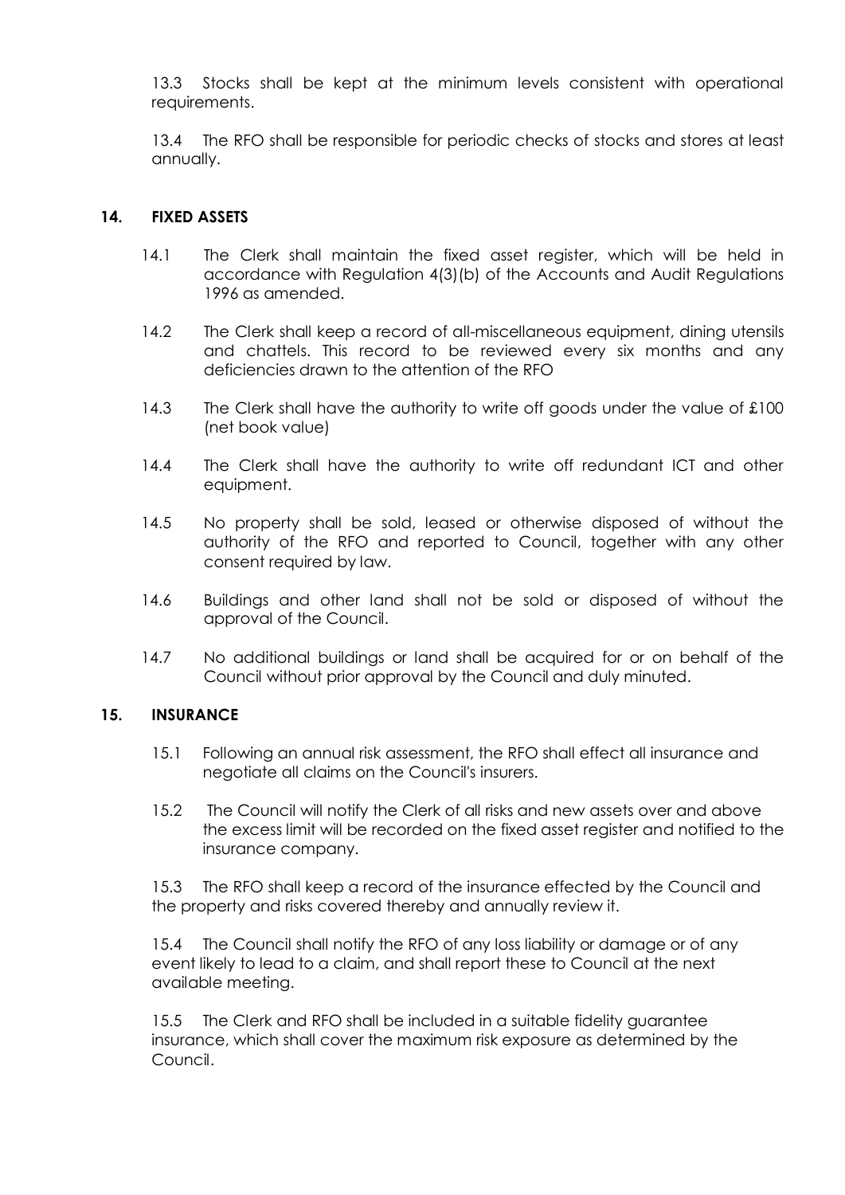13.3 Stocks shall be kept at the minimum levels consistent with operational requirements.

13.4 The RFO shall be responsible for periodic checks of stocks and stores at least annually.

## 14. FIXED ASSETS

14.1 The Clerk shall maintain the fixed asset register, which will be held in accordance with Regulation 4(3)(b) of the Accounts and Audit Regulations 1996 as amended.

14.2 The Clerk shall keep a record of all-miscellaneous equipment, dining utensils and chattels. This record to be reviewed every six months and any deficiencies drawn to the attention of the RFO

14.3 The Clerk shall have the authority to write off goods under the value of £100 (net book value)

14.4 The Clerk shall have the authority to write off redundant ICT and other equipment.

14.5 No property shall be sold, leased or otherwise disposed of without the authority of the RFO and reported to Council, together with any other consent required by law.

14.6 Buildings and other land shall not be sold or disposed of without the approval of the Council.

14.7 No additional buildings or land shall be acquired for or on behalf of the Council without prior approval by the Council and duly minuted.

## 15. INSURANCE

15.1 Following an annual risk assessment, the RFO shall effect all insurance and negotiate all claims on the Council's insurers.

15.2 The Council will notify the Clerk of all risks and new assets over and above the excess limit will be recorded on the fixed asset register and notified to the insurance company.

15.3 The RFO shall keep a record of the insurance effected by the Council and the property and risks covered thereby and annually review it.

15.4 The Council shall notify the RFO of any loss liability or damage or of any event likely to lead to a claim, and shall report these to Council at the next available meeting.

15.5 The Clerk and RFO shall be included in a suitable fidelity guarantee insurance, which shall cover the maximum risk exposure as determined by the Council.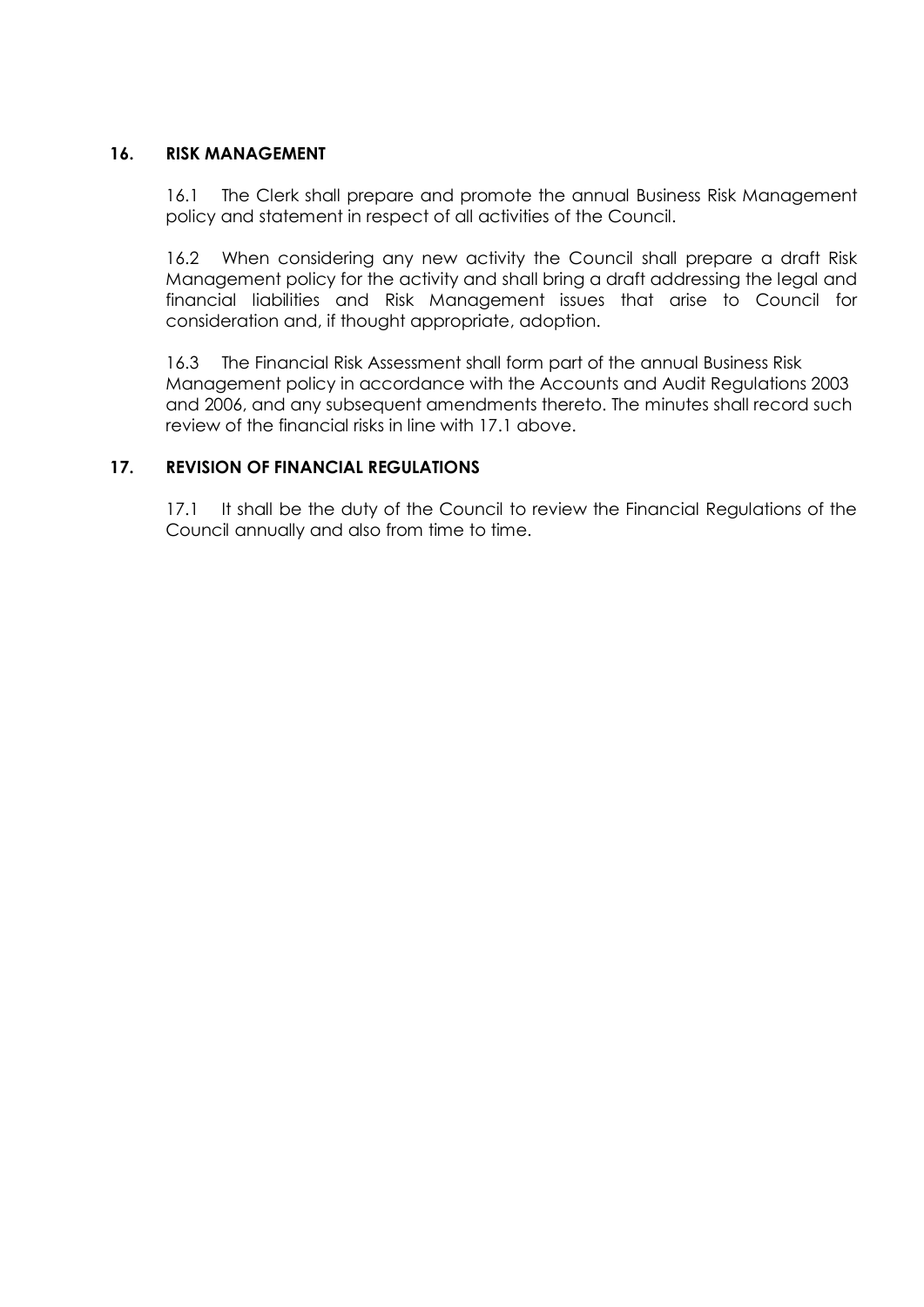## 16. RISK MANAGEMENT

16.1 The Clerk shall prepare and promote the annual Business Risk Management policy and statement in respect of all activities of the Council.

16.2 When considering any new activity the Council shall prepare a draft Risk Management policy for the activity and shall bring a draft addressing the legal and financial liabilities and Risk Management issues that arise to Council for consideration and, if thought appropriate, adoption.

16.3 The Financial Risk Assessment shall form part of the annual Business Risk Management policy in accordance with the Accounts and Audit Regulations 2003 and 2006, and any subsequent amendments thereto. The minutes shall record such review of the financial risks in line with 17.1 above.

## 17. REVISION OF FINANCIAL REGULATIONS

17.1 It shall be the duty of the Council to review the Financial Regulations of the Council annually and also from time to time.